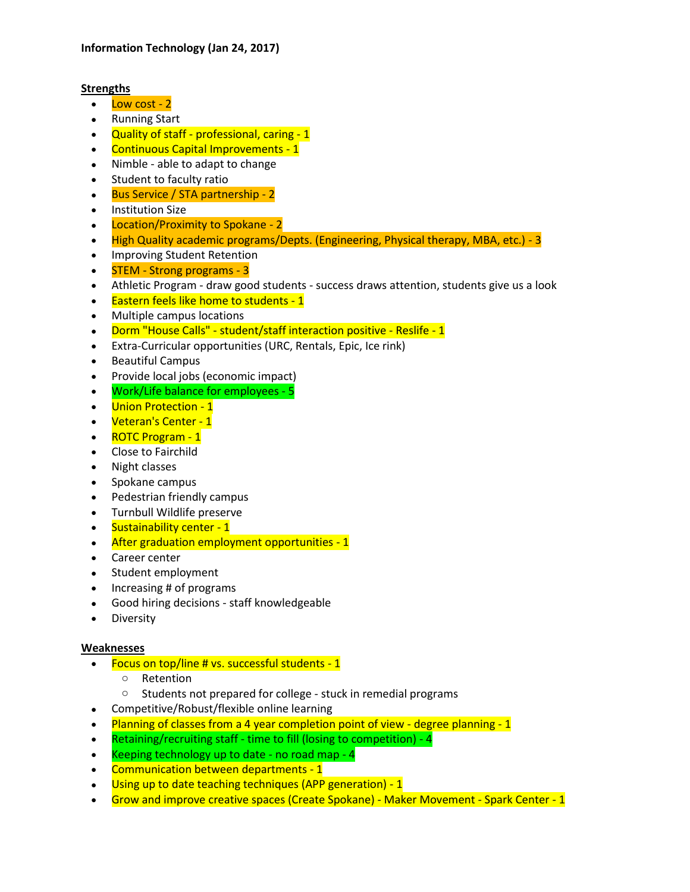**Information Technology (Jan 24, 2017)**

**Strengths**

- Low cost - 2
- Running Start
- Quality of staff - professional, caring - 1
- Continuous Capital Improvements - 1
- Nimble - able to adapt to change
- Student to faculty ratio
- Bus Service / STA partnership - 2
- Institution Size
- Location/Proximity to Spokane - 2
- High Quality academic programs/Depts. (Engineering, Physical therapy, MBA, etc.) - 3
- Improving Student Retention
- STEM - Strong programs - 3
- Athletic Program - draw good students - success draws attention, students give us a look
- Eastern feels like home to students - 1
- Multiple campus locations
- Dorm "House Calls" - student/staff interaction positive - Reslife - 1
- Extra-Curricular opportunities (URC, Rentals, Epic, Ice rink)
- Beautiful Campus
- Provide local jobs (economic impact)
- Work/Life balance for employees - 5
- Union Protection - 1
- Veteran's Center - 1
- ROTC Program - 1
- Close to Fairchild
- Night classes
- Spokane campus
- Pedestrian friendly campus
- Turnbull Wildlife preserve
- Sustainability center - 1
- After graduation employment opportunities - 1
- Career center
- Student employment
- Increasing # of programs
- Good hiring decisions - staff knowledgeable
- Diversity

**Weaknesses**

- Focus on top/line # vs. successful students - 1
  - Retention
  - Students not prepared for college - stuck in remedial programs
- Competitive/Robust/flexible online learning
- Planning of classes from a 4 year completion point of view - degree planning - 1
- Retaining/recruiting staff - time to fill (losing to competition) - 4
- Keeping technology up to date - no road map - 4
- Communication between departments - 1
- Using up to date teaching techniques (APP generation) - 1
- Grow and improve creative spaces (Create Spokane) - Maker Movement - Spark Center - 1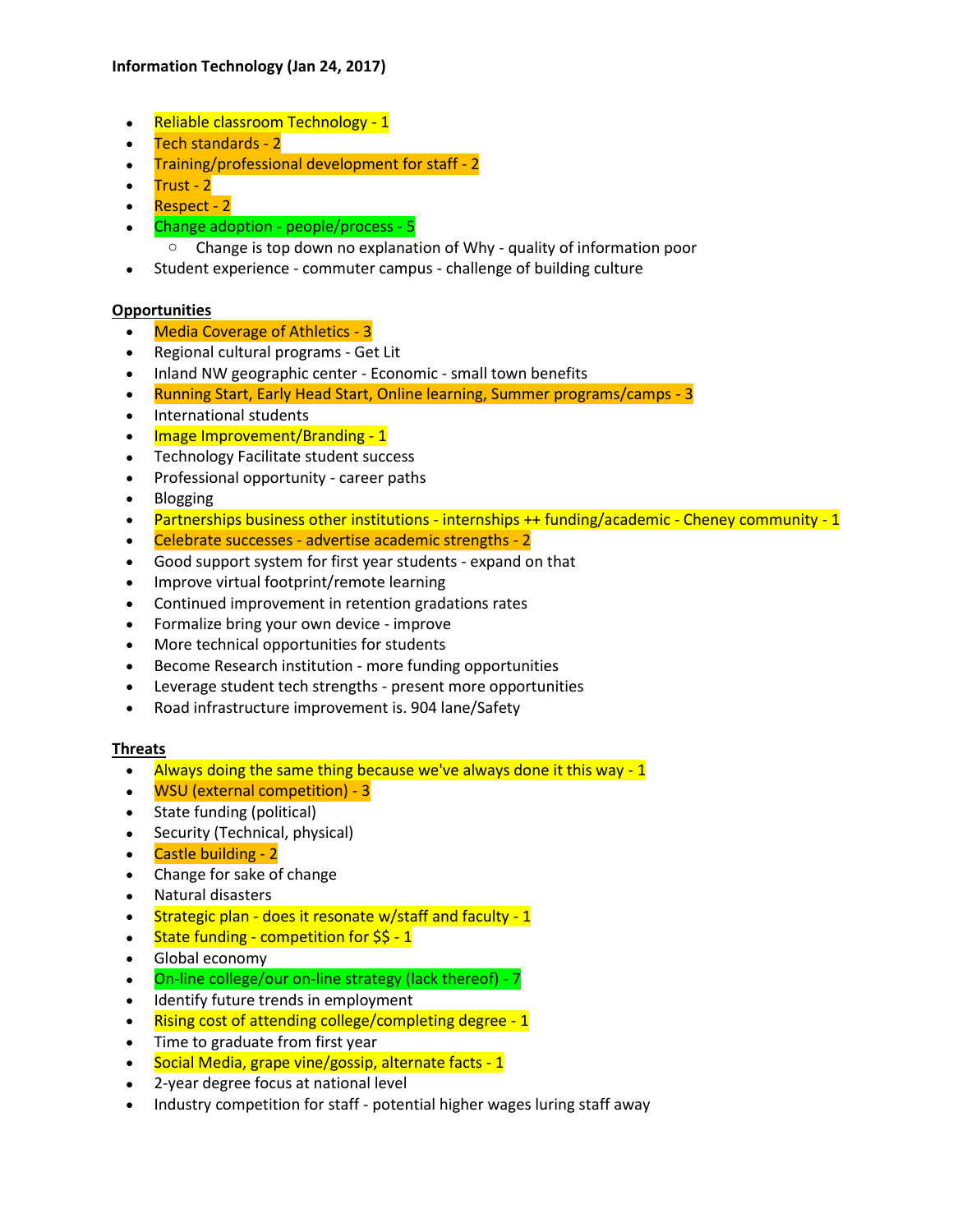**Information Technology (Jan 24, 2017)**

- Reliable classroom Technology - 1
- Tech standards - 2
- Training/professional development for staff - 2
- Trust - 2
- Respect - 2
- Change adoption - people/process - 5
    - Change is top down no explanation of Why - quality of information poor
- Student experience - commuter campus - challenge of building culture

**Opportunities**

- Media Coverage of Athletics - 3
- Regional cultural programs - Get Lit
- Inland NW geographic center - Economic - small town benefits
- Running Start, Early Head Start, Online learning, Summer programs/camps - 3
- International students
- Image Improvement/Branding - 1
- Technology Facilitate student success
- Professional opportunity - career paths
- Blogging
- Partnerships business other institutions - internships ++ funding/academic - Cheney community - 1
- Celebrate successes - advertise academic strengths - 2
- Good support system for first year students - expand on that
- Improve virtual footprint/remote learning
- Continued improvement in retention gradations rates
- Formalize bring your own device - improve
- More technical opportunities for students
- Become Research institution - more funding opportunities
- Leverage student tech strengths - present more opportunities
- Road infrastructure improvement is. 904 lane/Safety

**Threats**

- Always doing the same thing because we've always done it this way - 1
- WSU (external competition) - 3
- State funding (political)
- Security (Technical, physical)
- Castle building - 2
- Change for sake of change
- Natural disasters
- Strategic plan - does it resonate w/staff and faculty - 1
- State funding - competition for $$ - 1
- Global economy
- On-line college/our on-line strategy (lack thereof) - 7
- Identify future trends in employment
- Rising cost of attending college/completing degree - 1
- Time to graduate from first year
- Social Media, grape vine/gossip, alternate facts - 1
- 2-year degree focus at national level
- Industry competition for staff - potential higher wages luring staff away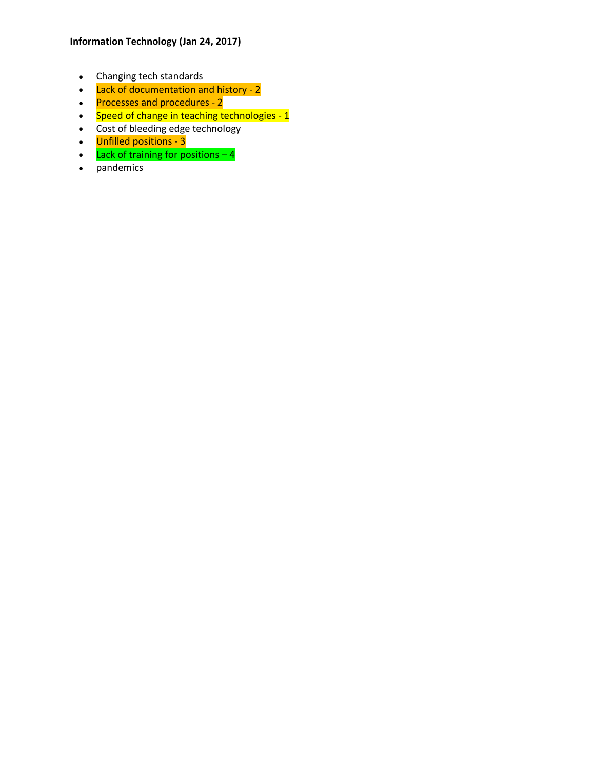**Information Technology (Jan 24, 2017)**

- Changing tech standards
- Lack of documentation and history - 2
- Processes and procedures - 2
- Speed of change in teaching technologies - 1
- Cost of bleeding edge technology
- Unfilled positions - 3
- Lack of training for positions – 4
- pandemics